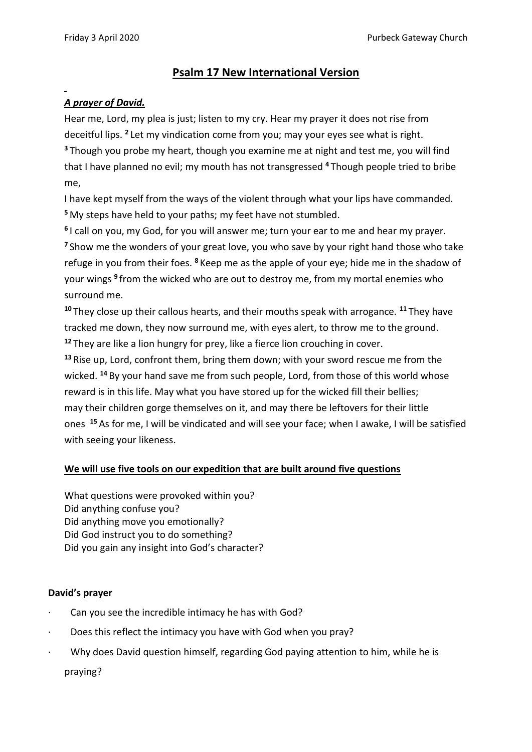# Psalm 17 New International Version

***A prayer of David.***

Hear me, Lord, my plea is just; listen to my cry. Hear my prayer it does not rise from deceitful lips. [2] Let my vindication come from you; may your eyes see what is right. [3] Though you probe my heart, though you examine me at night and test me, you will find that I have planned no evil; my mouth has not transgressed [4] Though people tried to bribe me,

I have kept myself from the ways of the violent through what your lips have commanded. [5] My steps have held to your paths; my feet have not stumbled.

[6] I call on you, my God, for you will answer me; turn your ear to me and hear my prayer. [7] Show me the wonders of your great love, you who save by your right hand those who take refuge in you from their foes. [8] Keep me as the apple of your eye; hide me in the shadow of your wings [9] from the wicked who are out to destroy me, from my mortal enemies who surround me.

[10] They close up their callous hearts, and their mouths speak with arrogance. [11] They have tracked me down, they now surround me, with eyes alert, to throw me to the ground. [12] They are like a lion hungry for prey, like a fierce lion crouching in cover.

[13] Rise up, Lord, confront them, bring them down; with your sword rescue me from the wicked. [14] By your hand save me from such people, Lord, from those of this world whose reward is in this life. May what you have stored up for the wicked fill their bellies; may their children gorge themselves on it, and may there be leftovers for their little ones [15] As for me, I will be vindicated and will see your face; when I awake, I will be satisfied with seeing your likeness.

**We will use five tools on our expedition that are built around five questions**

What questions were provoked within you?
Did anything confuse you?
Did anything move you emotionally?
Did God instruct you to do something?
Did you gain any insight into God's character?

**David's prayer**

- Can you see the incredible intimacy he has with God?
- Does this reflect the intimacy you have with God when you pray?
- Why does David question himself, regarding God paying attention to him, while he is praying?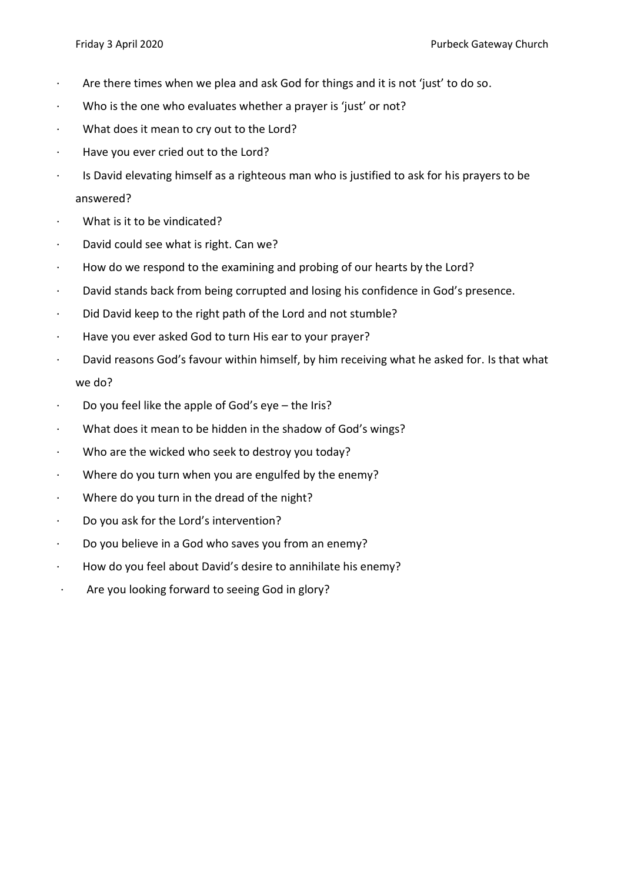- Are there times when we plea and ask God for things and it is not 'just' to do so.
- Who is the one who evaluates whether a prayer is 'just' or not?
- What does it mean to cry out to the Lord?
- Have you ever cried out to the Lord?
- Is David elevating himself as a righteous man who is justified to ask for his prayers to be answered?
- What is it to be vindicated?
- David could see what is right. Can we?
- How do we respond to the examining and probing of our hearts by the Lord?
- David stands back from being corrupted and losing his confidence in God's presence.
- Did David keep to the right path of the Lord and not stumble?
- Have you ever asked God to turn His ear to your prayer?
- David reasons God's favour within himself, by him receiving what he asked for. Is that what we do?
- Do you feel like the apple of God's eye – the Iris?
- What does it mean to be hidden in the shadow of God's wings?
- Who are the wicked who seek to destroy you today?
- Where do you turn when you are engulfed by the enemy?
- Where do you turn in the dread of the night?
- Do you ask for the Lord's intervention?
- Do you believe in a God who saves you from an enemy?
- How do you feel about David's desire to annihilate his enemy?
- Are you looking forward to seeing God in glory?